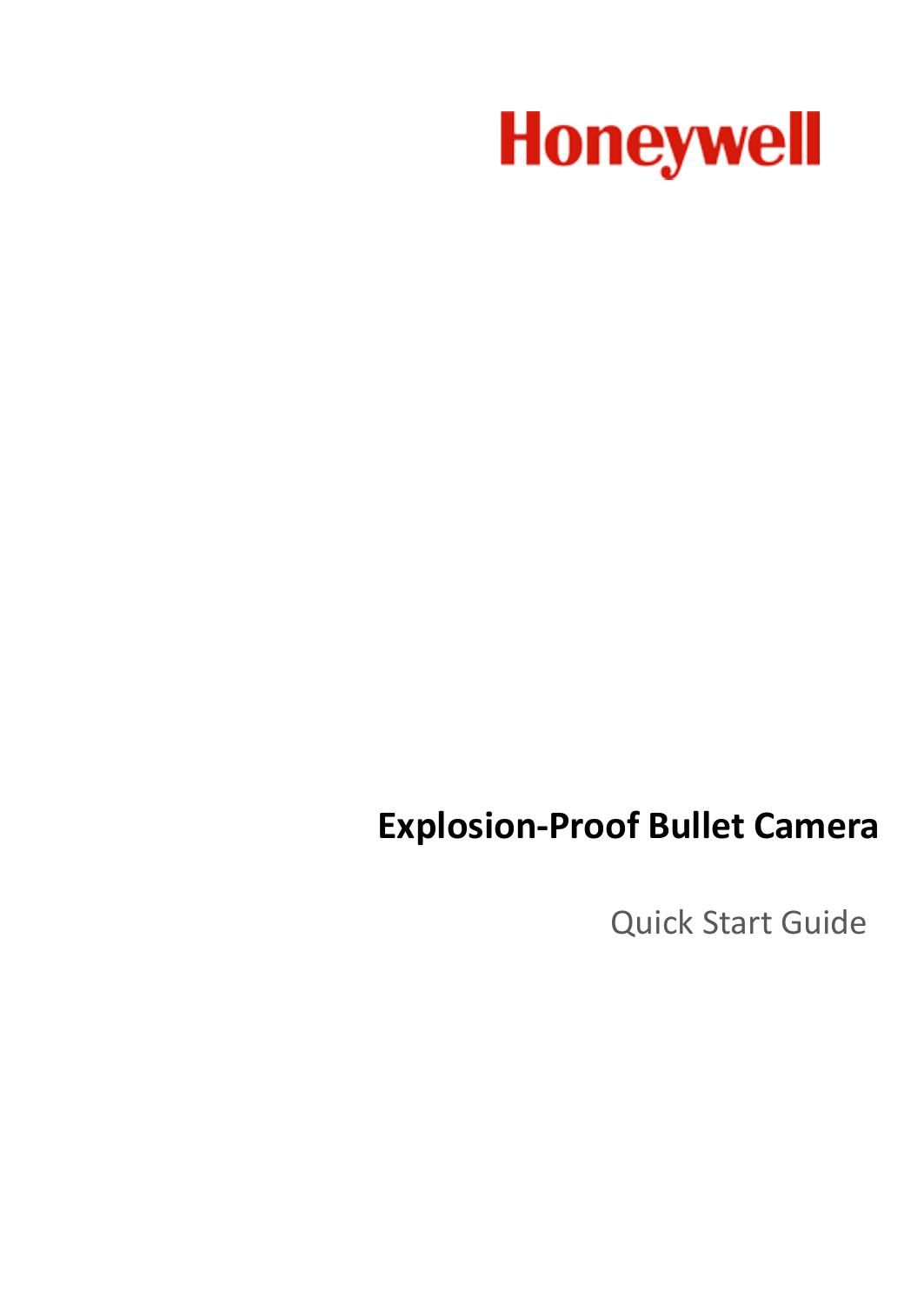Honeywell

# Explosion-Proof Bullet Camera

Quick Start Guide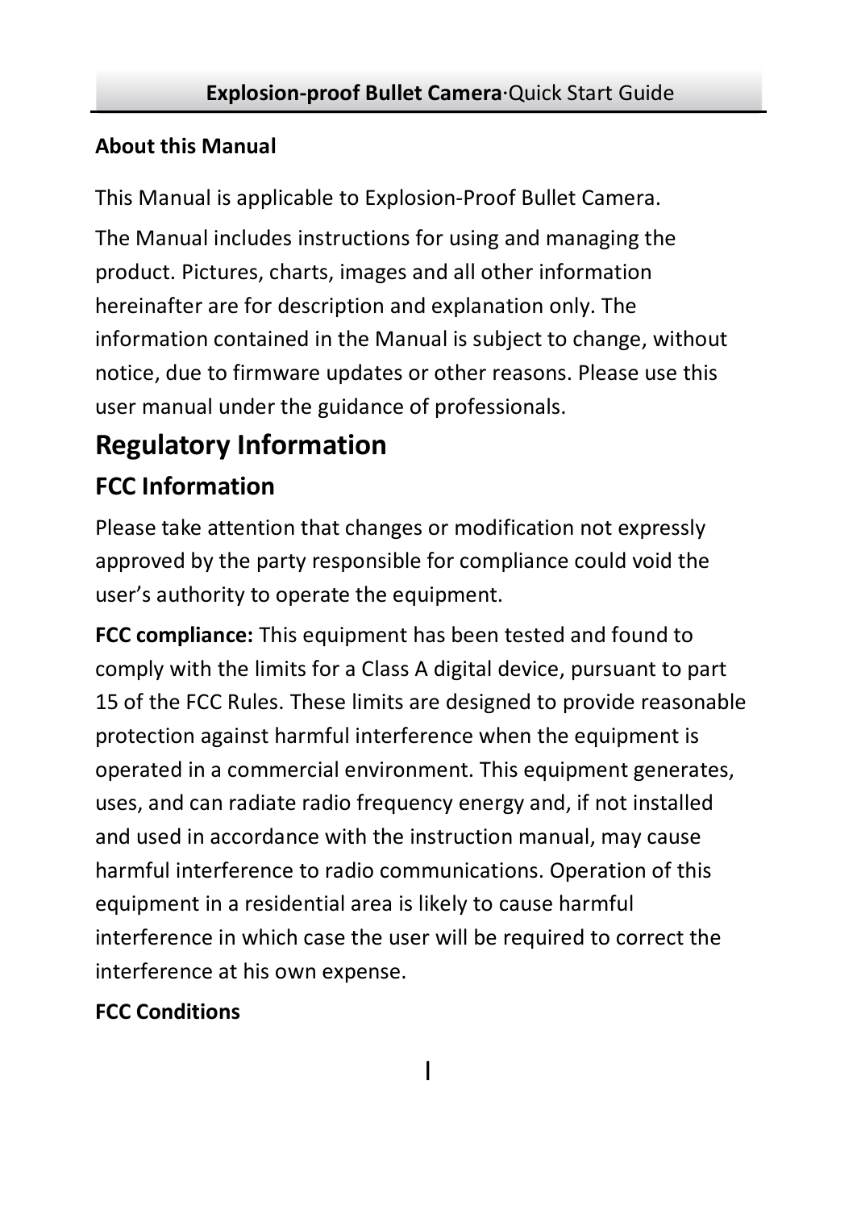**About this Manual**

This Manual is applicable to Explosion-Proof Bullet Camera.

The Manual includes instructions for using and managing the product. Pictures, charts, images and all other information hereinafter are for description and explanation only. The information contained in the Manual is subject to change, without notice, due to firmware updates or other reasons. Please use this user manual under the guidance of professionals.

# Regulatory Information

## FCC Information

Please take attention that changes or modification not expressly approved by the party responsible for compliance could void the user's authority to operate the equipment.

**FCC compliance:** This equipment has been tested and found to comply with the limits for a Class A digital device, pursuant to part 15 of the FCC Rules. These limits are designed to provide reasonable protection against harmful interference when the equipment is operated in a commercial environment. This equipment generates, uses, and can radiate radio frequency energy and, if not installed and used in accordance with the instruction manual, may cause harmful interference to radio communications. Operation of this equipment in a residential area is likely to cause harmful interference in which case the user will be required to correct the interference at his own expense.

**FCC Conditions**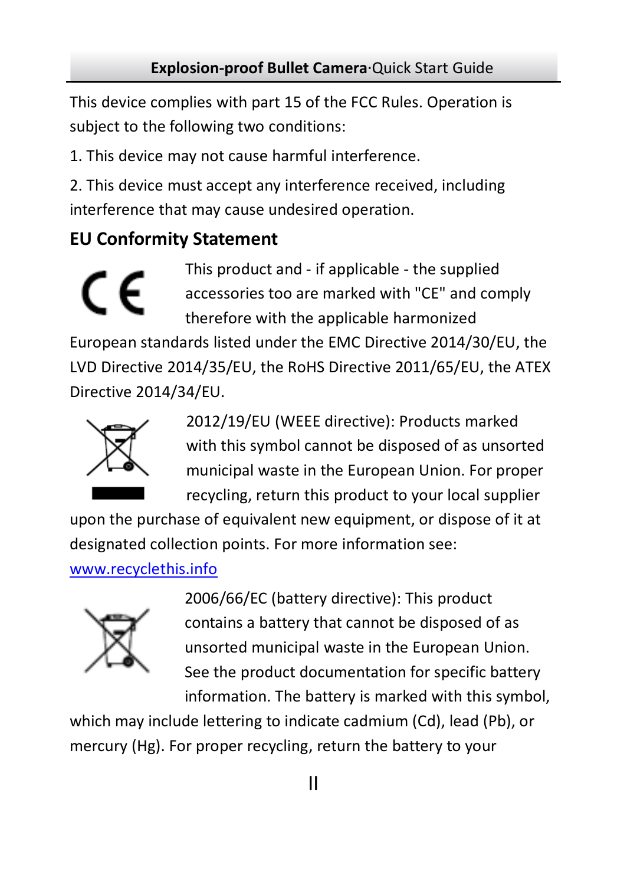This device complies with part 15 of the FCC Rules. Operation is subject to the following two conditions:

1. This device may not cause harmful interference.

2. This device must accept any interference received, including interference that may cause undesired operation.

## EU Conformity Statement

This product and - if applicable - the supplied accessories too are marked with "CE" and comply therefore with the applicable harmonized European standards listed under the EMC Directive 2014/30/EU, the LVD Directive 2014/35/EU, the RoHS Directive 2011/65/EU, the ATEX Directive 2014/34/EU.

2012/19/EU (WEEE directive): Products marked with this symbol cannot be disposed of as unsorted municipal waste in the European Union. For proper recycling, return this product to your local supplier upon the purchase of equivalent new equipment, or dispose of it at designated collection points. For more information see: www.recyclethis.info

2006/66/EC (battery directive): This product contains a battery that cannot be disposed of as unsorted municipal waste in the European Union. See the product documentation for specific battery information. The battery is marked with this symbol, which may include lettering to indicate cadmium (Cd), lead (Pb), or mercury (Hg). For proper recycling, return the battery to your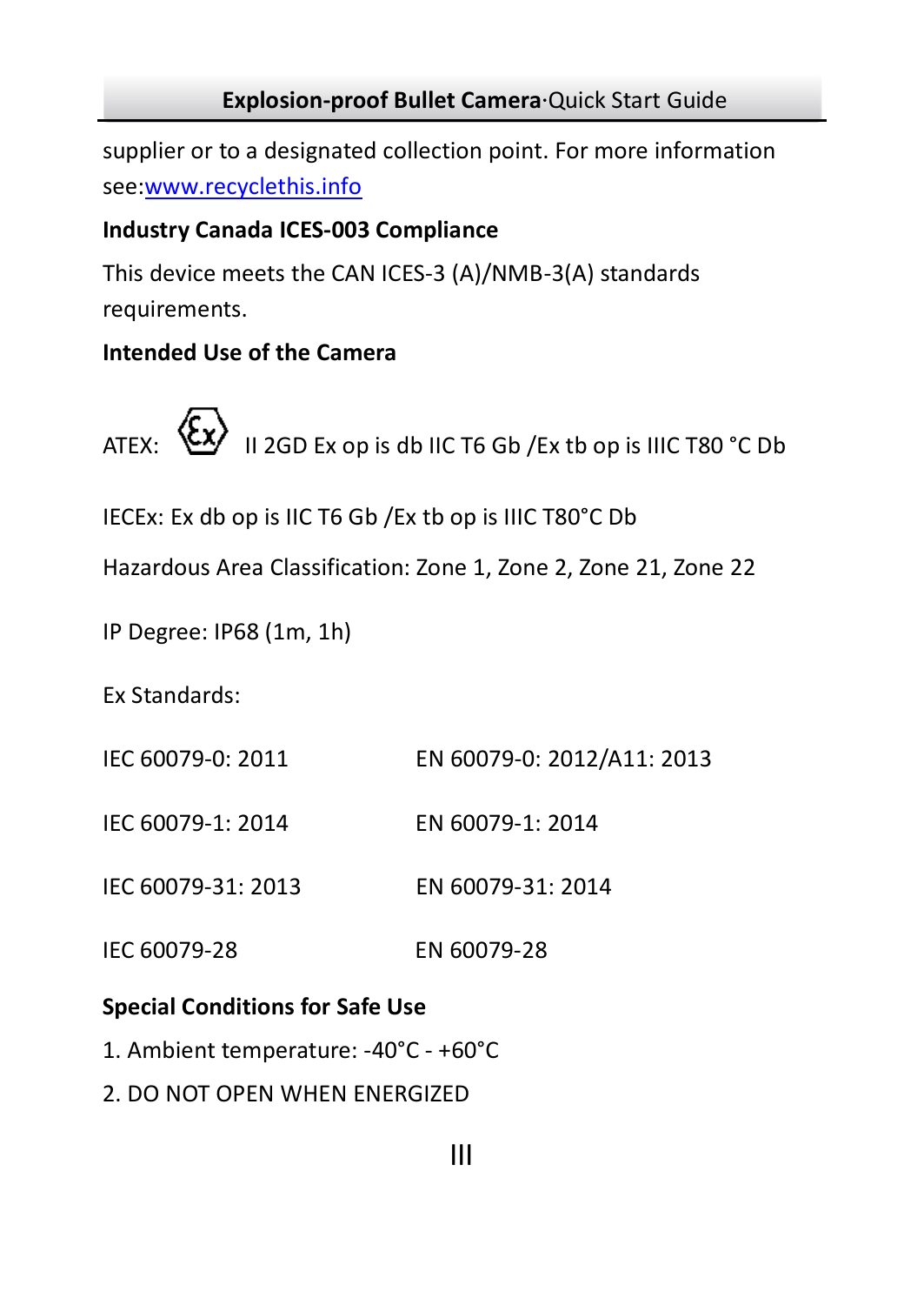supplier or to a designated collection point. For more information see:[www.recyclethis.info](http://www.recyclethis.info)

**Industry Canada ICES-003 Compliance**

This device meets the CAN ICES-3 (A)/NMB-3(A) standards requirements.

**Intended Use of the Camera**

ATEX: ⟨Ex⟩ II 2GD Ex op is db IIC T6 Gb /Ex tb op is IIIC T80 °C Db

IECEx: Ex db op is IIC T6 Gb /Ex tb op is IIIC T80°C Db

Hazardous Area Classification: Zone 1, Zone 2, Zone 21, Zone 22

IP Degree: IP68 (1m, 1h)

Ex Standards:

| | |
|---|---|
| IEC 60079-0: 2011 | EN 60079-0: 2012/A11: 2013 |
| IEC 60079-1: 2014 | EN 60079-1: 2014 |
| IEC 60079-31: 2013 | EN 60079-31: 2014 |
| IEC 60079-28 | EN 60079-28 |

**Special Conditions for Safe Use**

1. Ambient temperature: -40°C - +60°C
2. DO NOT OPEN WHEN ENERGIZED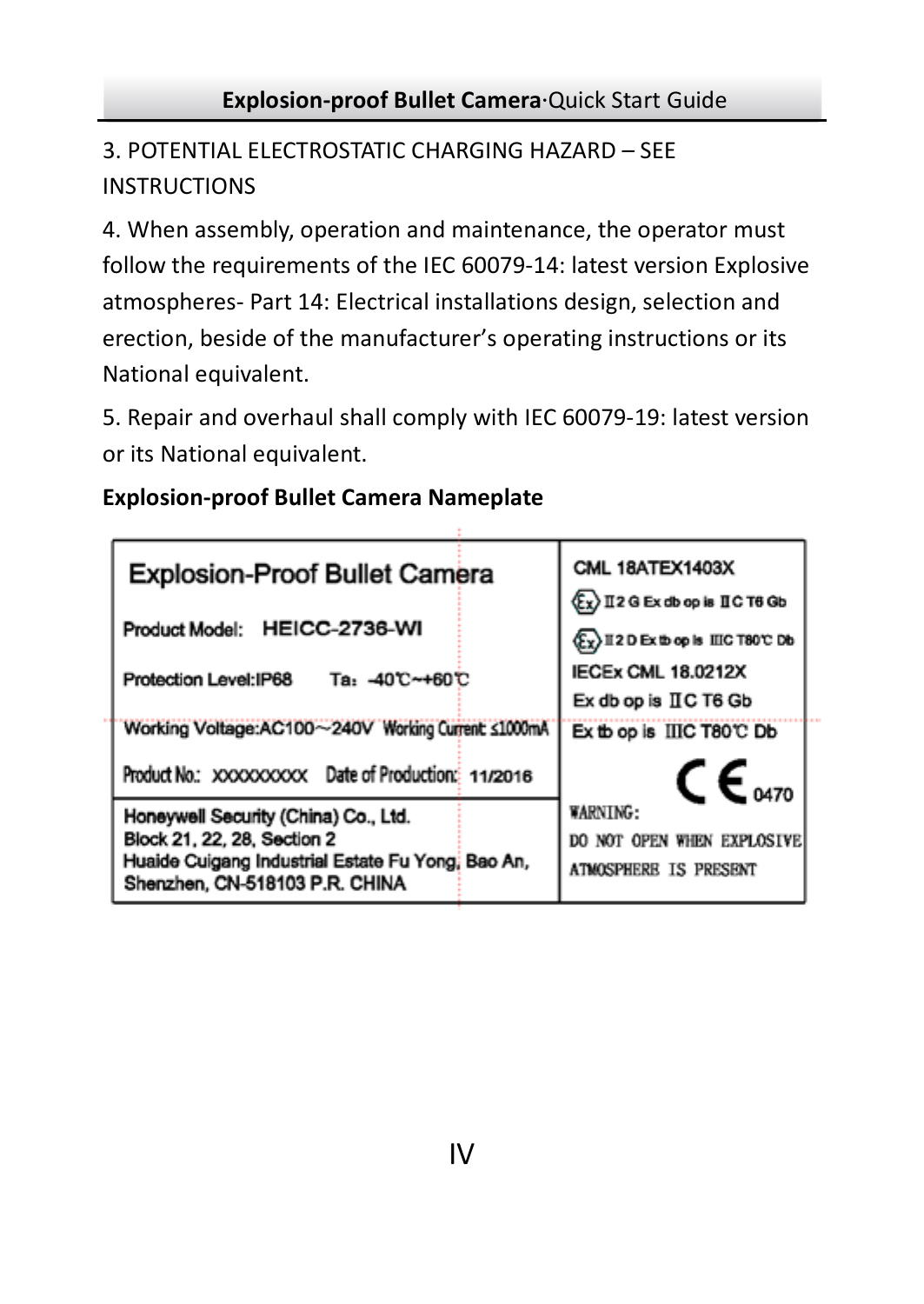3. POTENTIAL ELECTROSTATIC CHARGING HAZARD – SEE INSTRUCTIONS

4. When assembly, operation and maintenance, the operator must follow the requirements of the IEC 60079-14: latest version Explosive atmospheres- Part 14: Electrical installations design, selection and erection, beside of the manufacturer's operating instructions or its National equivalent.

5. Repair and overhaul shall comply with IEC 60079-19: latest version or its National equivalent.

**Explosion-proof Bullet Camera Nameplate**

| Explosion-Proof Bullet Camera | CML 18ATEX1403X |
|---|---|
| Product Model: HEICC-2736-WI | Ⓔx II 2 G Ex db op is IIC T6 Gb |
| Protection Level:IP68 Ta: -40℃~+60℃ | Ⓔx II 2 D Ex tb op is IIIC T80℃ Db |
| Working Voltage:AC100～240V Working Current: ≤1000mA | IECEx CML 18.0212X<br>Ex db op is IIC T6 Gb<br>Ex tb op is IIIC T80℃ Db |
| Product No.: XXXXXXXXX Date of Production: 11/2016 | CE 0470 |
| Honeywell Security (China) Co., Ltd.<br>Block 21, 22, 28, Section 2<br>Huaide Cuigang Industrial Estate Fu Yong, Bao An,<br>Shenzhen, CN-518103 P.R. CHINA | WARNING:<br>DO NOT OPEN WHEN EXPLOSIVE ATMOSPHERE IS PRESENT |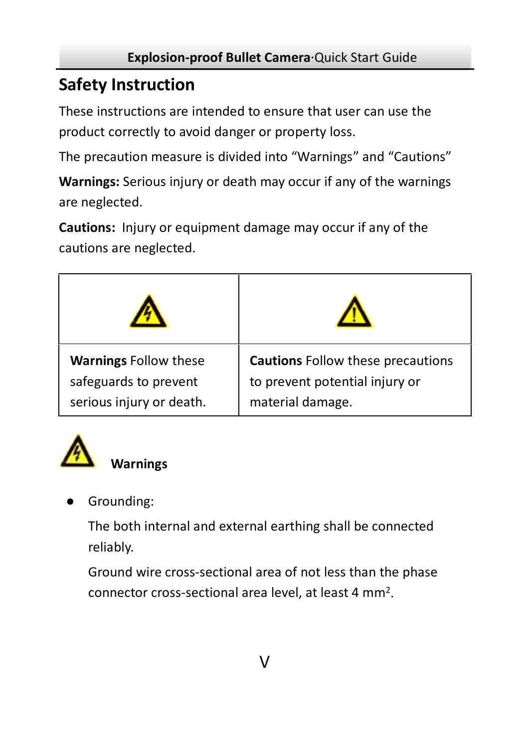## Safety Instruction

These instructions are intended to ensure that user can use the product correctly to avoid danger or property loss.

The precaution measure is divided into “Warnings” and “Cautions”

**Warnings:** Serious injury or death may occur if any of the warnings are neglected.

**Cautions:** Injury or equipment damage may occur if any of the cautions are neglected.

| | |
|---|---|
| **Warnings** Follow these safeguards to prevent serious injury or death. | **Cautions** Follow these precautions to prevent potential injury or material damage. |

**Warnings**

- Grounding:

  The both internal and external earthing shall be connected reliably.

  Ground wire cross-sectional area of not less than the phase connector cross-sectional area level, at least 4 $mm^2$.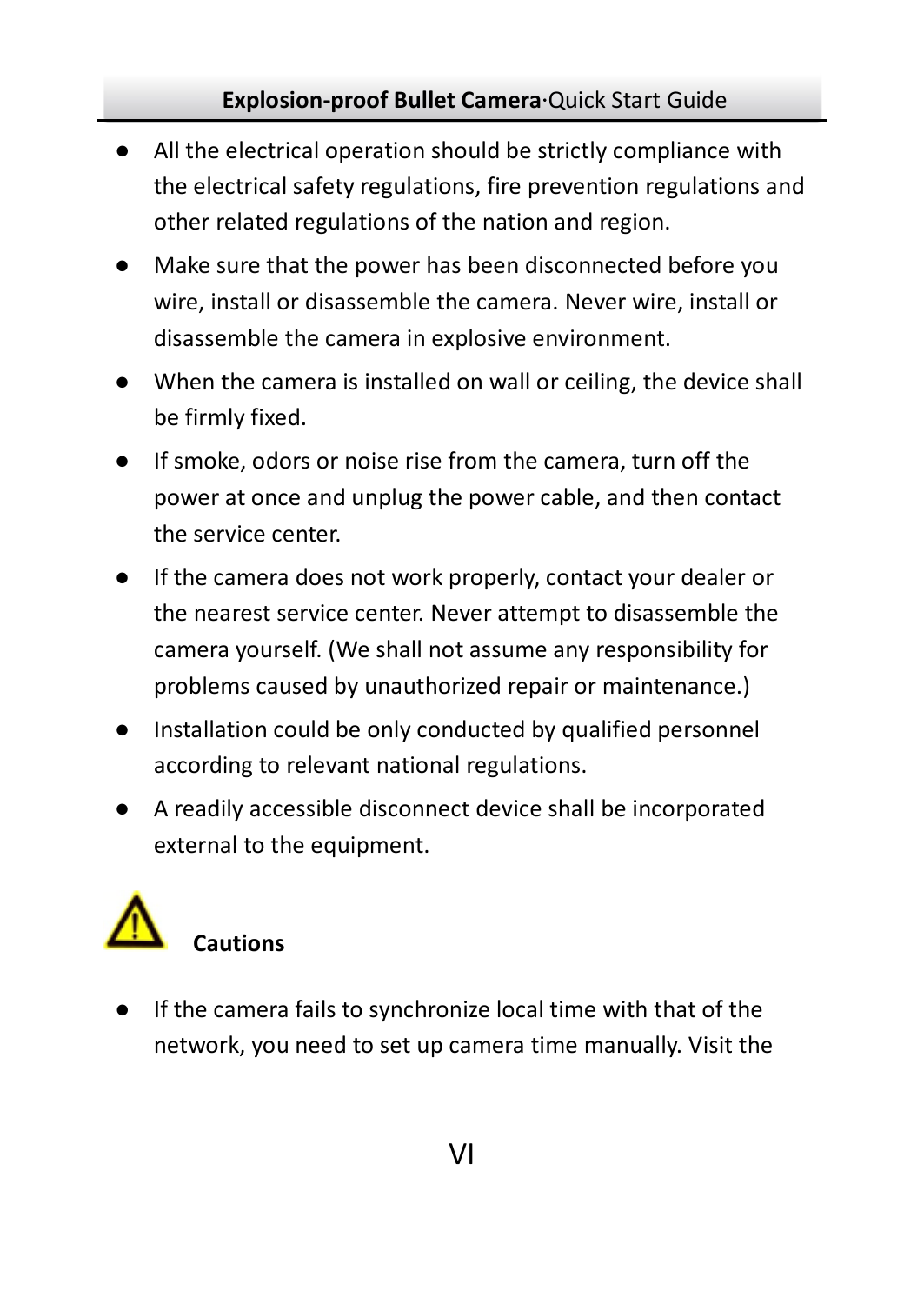- All the electrical operation should be strictly compliance with the electrical safety regulations, fire prevention regulations and other related regulations of the nation and region.
- Make sure that the power has been disconnected before you wire, install or disassemble the camera. Never wire, install or disassemble the camera in explosive environment.
- When the camera is installed on wall or ceiling, the device shall be firmly fixed.
- If smoke, odors or noise rise from the camera, turn off the power at once and unplug the power cable, and then contact the service center.
- If the camera does not work properly, contact your dealer or the nearest service center. Never attempt to disassemble the camera yourself. (We shall not assume any responsibility for problems caused by unauthorized repair or maintenance.)
- Installation could be only conducted by qualified personnel according to relevant national regulations.
- A readily accessible disconnect device shall be incorporated external to the equipment.

**Cautions**

- If the camera fails to synchronize local time with that of the network, you need to set up camera time manually. Visit the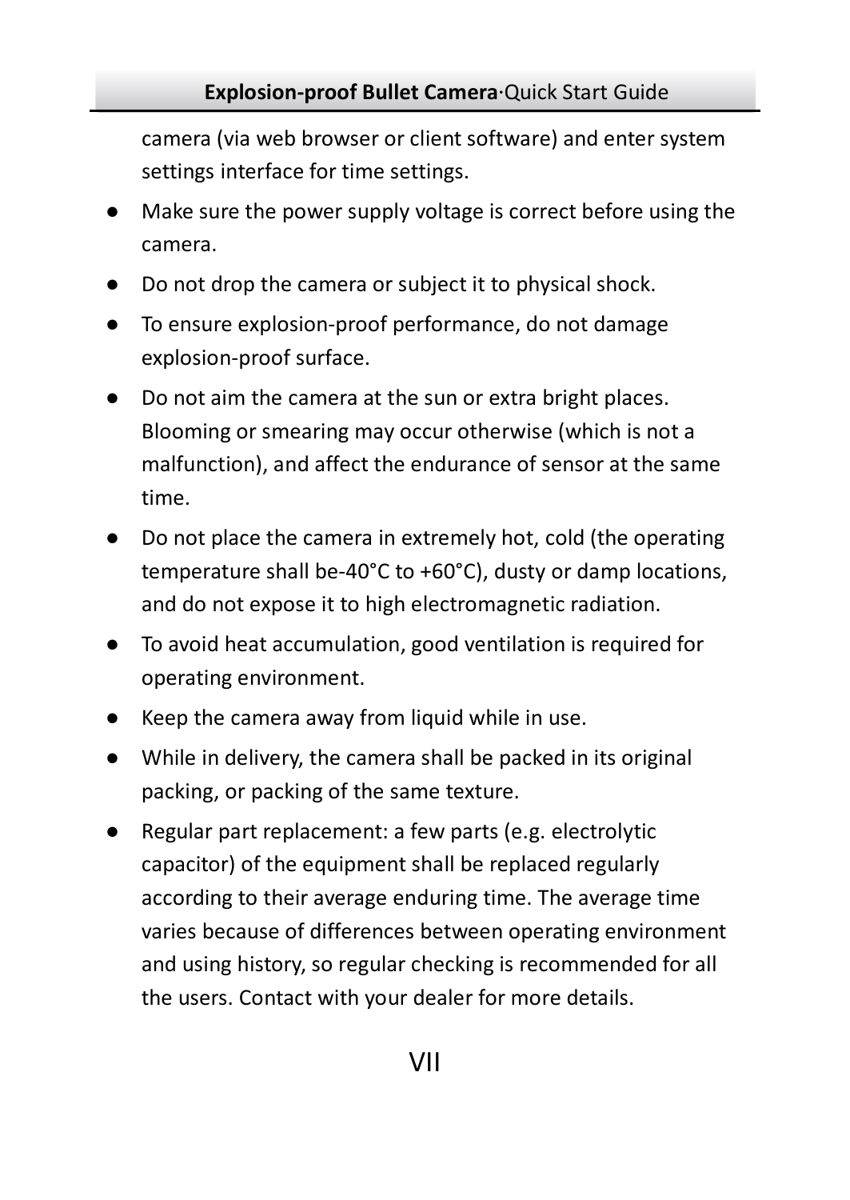camera (via web browser or client software) and enter system settings interface for time settings.

- Make sure the power supply voltage is correct before using the camera.
- Do not drop the camera or subject it to physical shock.
- To ensure explosion-proof performance, do not damage explosion-proof surface.
- Do not aim the camera at the sun or extra bright places. Blooming or smearing may occur otherwise (which is not a malfunction), and affect the endurance of sensor at the same time.
- Do not place the camera in extremely hot, cold (the operating temperature shall be-40°C to +60°C), dusty or damp locations, and do not expose it to high electromagnetic radiation.
- To avoid heat accumulation, good ventilation is required for operating environment.
- Keep the camera away from liquid while in use.
- While in delivery, the camera shall be packed in its original packing, or packing of the same texture.
- Regular part replacement: a few parts (e.g. electrolytic capacitor) of the equipment shall be replaced regularly according to their average enduring time. The average time varies because of differences between operating environment and using history, so regular checking is recommended for all the users. Contact with your dealer for more details.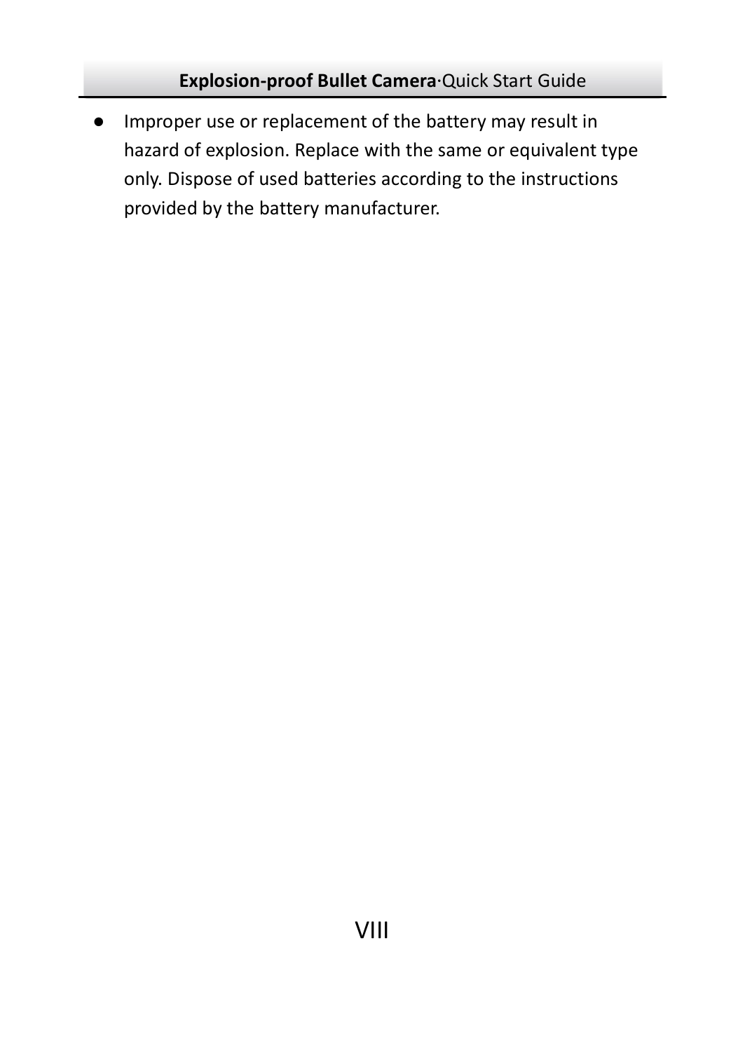- Improper use or replacement of the battery may result in hazard of explosion. Replace with the same or equivalent type only. Dispose of used batteries according to the instructions provided by the battery manufacturer.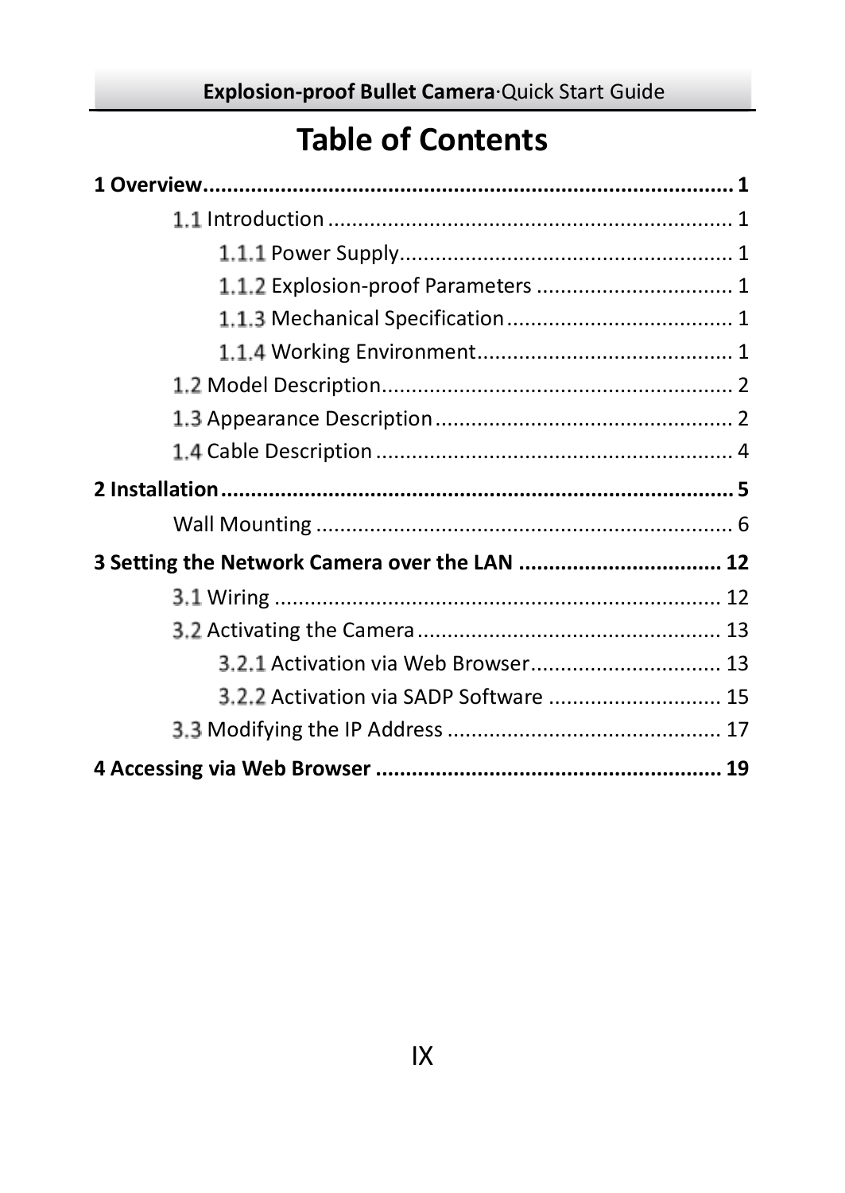# Table of Contents

**1 Overview ........................................................................................ 1**

- 1.1 Introduction .................................................................... 1
  - 1.1.1 Power Supply ......................................................... 1
  - 1.1.2 Explosion-proof Parameters ................................. 1
  - 1.1.3 Mechanical Specification ...................................... 1
  - 1.1.4 Working Environment ........................................... 1
- 1.2 Model Description ........................................................... 2
- 1.3 Appearance Description .................................................. 2
- 1.4 Cable Description ............................................................ 4

**2 Installation ...................................................................................... 5**

- Wall Mounting ...................................................................... 6

**3 Setting the Network Camera over the LAN .................................. 12**

- 3.1 Wiring ........................................................................... 12
- 3.2 Activating the Camera .................................................... 13
  - 3.2.1 Activation via Web Browser ................................ 13
  - 3.2.2 Activation via SADP Software ............................. 15
- 3.3 Modifying the IP Address .............................................. 17

**4 Accessing via Web Browser .......................................................... 19**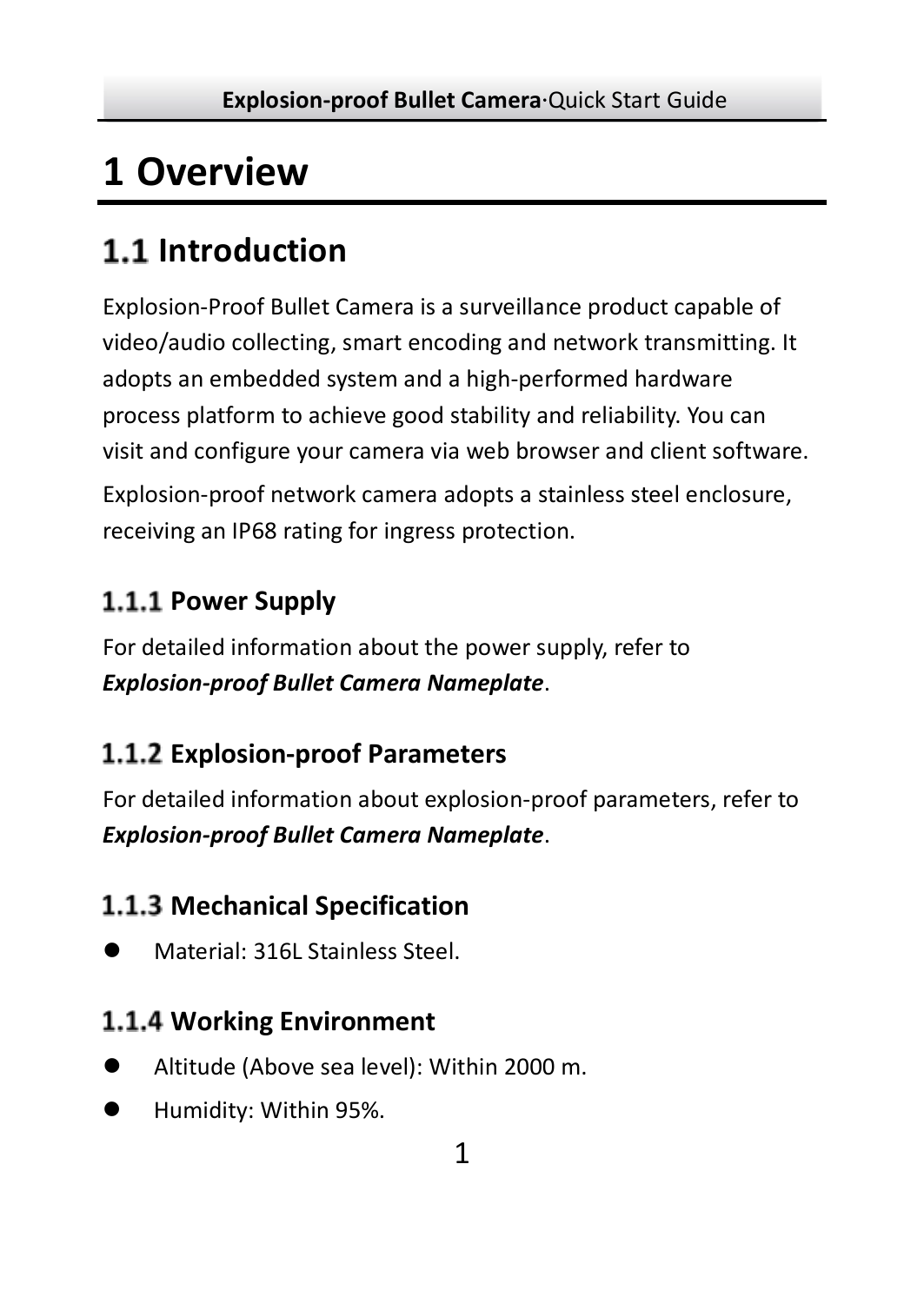# 1 Overview

## 1.1 Introduction

Explosion-Proof Bullet Camera is a surveillance product capable of video/audio collecting, smart encoding and network transmitting. It adopts an embedded system and a high-performed hardware process platform to achieve good stability and reliability. You can visit and configure your camera via web browser and client software.

Explosion-proof network camera adopts a stainless steel enclosure, receiving an IP68 rating for ingress protection.

### 1.1.1 Power Supply

For detailed information about the power supply, refer to ***Explosion-proof Bullet Camera Nameplate***.

### 1.1.2 Explosion-proof Parameters

For detailed information about explosion-proof parameters, refer to ***Explosion-proof Bullet Camera Nameplate***.

### 1.1.3 Mechanical Specification

- Material: 316L Stainless Steel.

### 1.1.4 Working Environment

- Altitude (Above sea level): Within 2000 m.
- Humidity: Within 95%.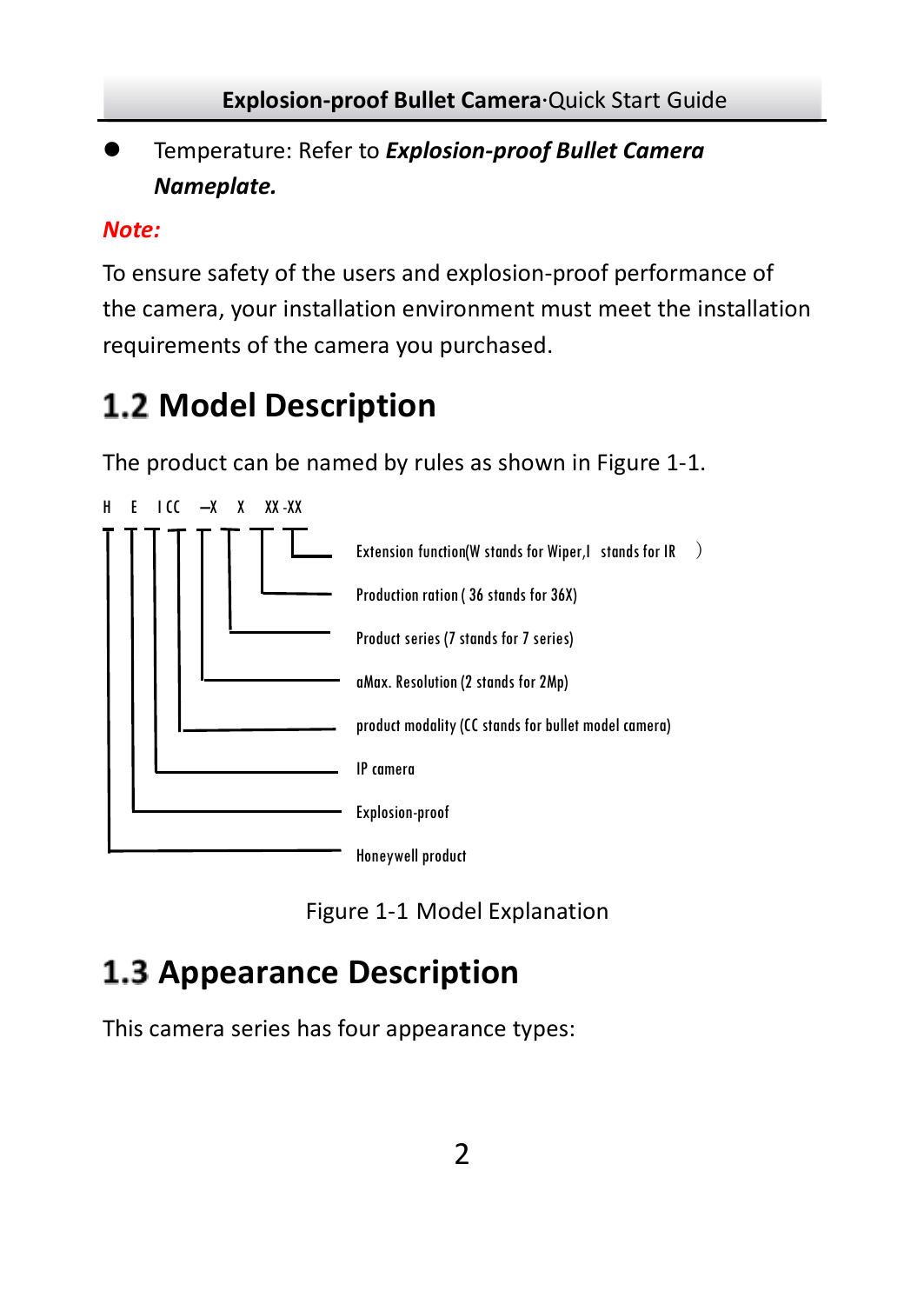- Temperature: Refer to ***Explosion-proof Bullet Camera Nameplate.***

***Note:***

To ensure safety of the users and explosion-proof performance of the camera, your installation environment must meet the installation requirements of the camera you purchased.

## 1.2 Model Description

The product can be named by rules as shown in Figure 1-1.

H E I CC –X X XX -XX

- Extension function(W stands for Wiper,I stands for IR )
- Production ration ( 36 stands for 36X)
- Product series (7 stands for 7 series)
- aMax. Resolution (2 stands for 2Mp)
- product modality (CC stands for bullet model camera)
- IP camera
- Explosion-proof
- Honeywell product

Figure 1-1 Model Explanation

## 1.3 Appearance Description

This camera series has four appearance types: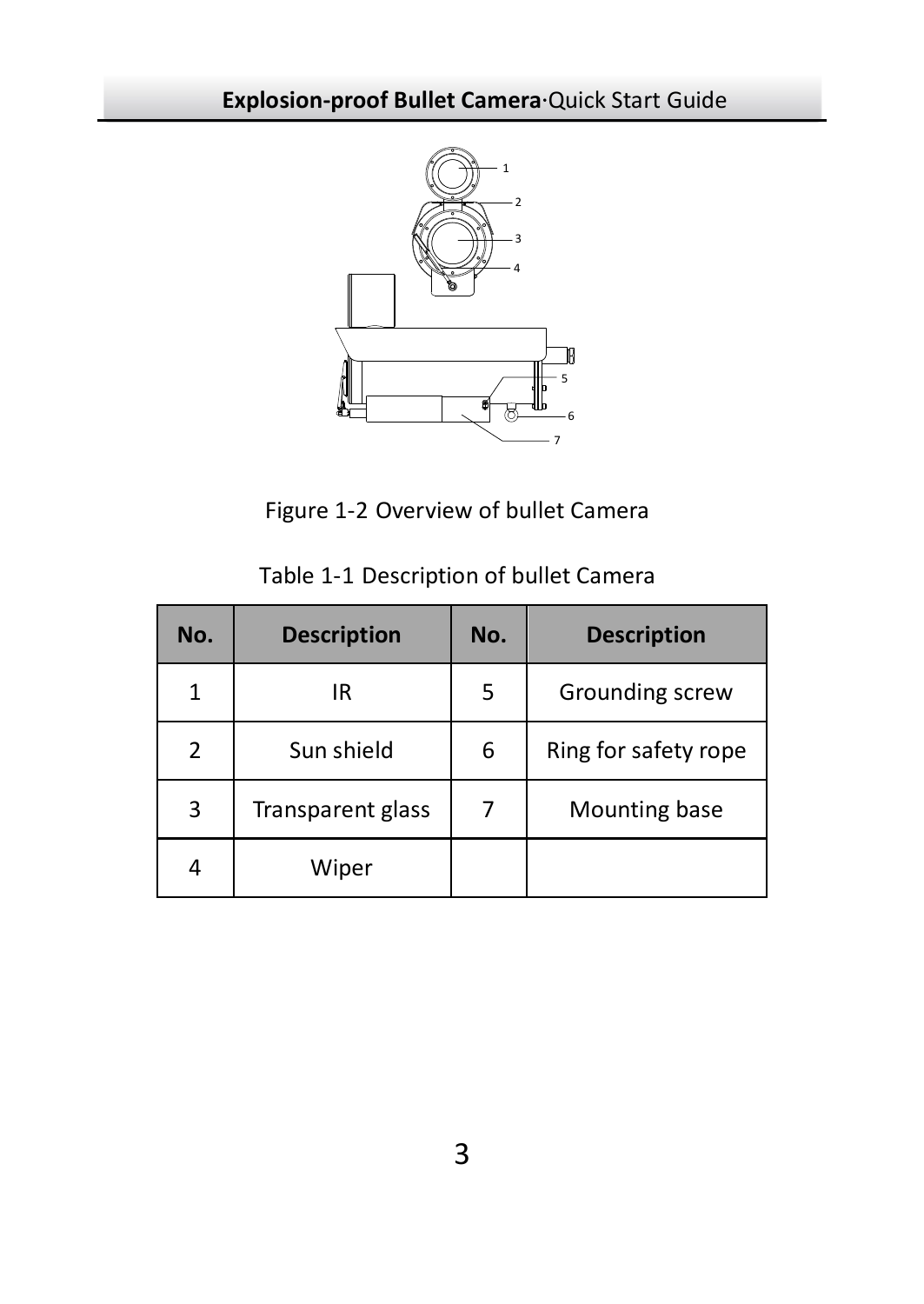Figure 1-2 Overview of bullet Camera

Table 1-1 Description of bullet Camera

| No. | Description | No. | Description |
|---|---|---|---|
| 1 | IR | 5 | Grounding screw |
| 2 | Sun shield | 6 | Ring for safety rope |
| 3 | Transparent glass | 7 | Mounting base |
| 4 | Wiper | | |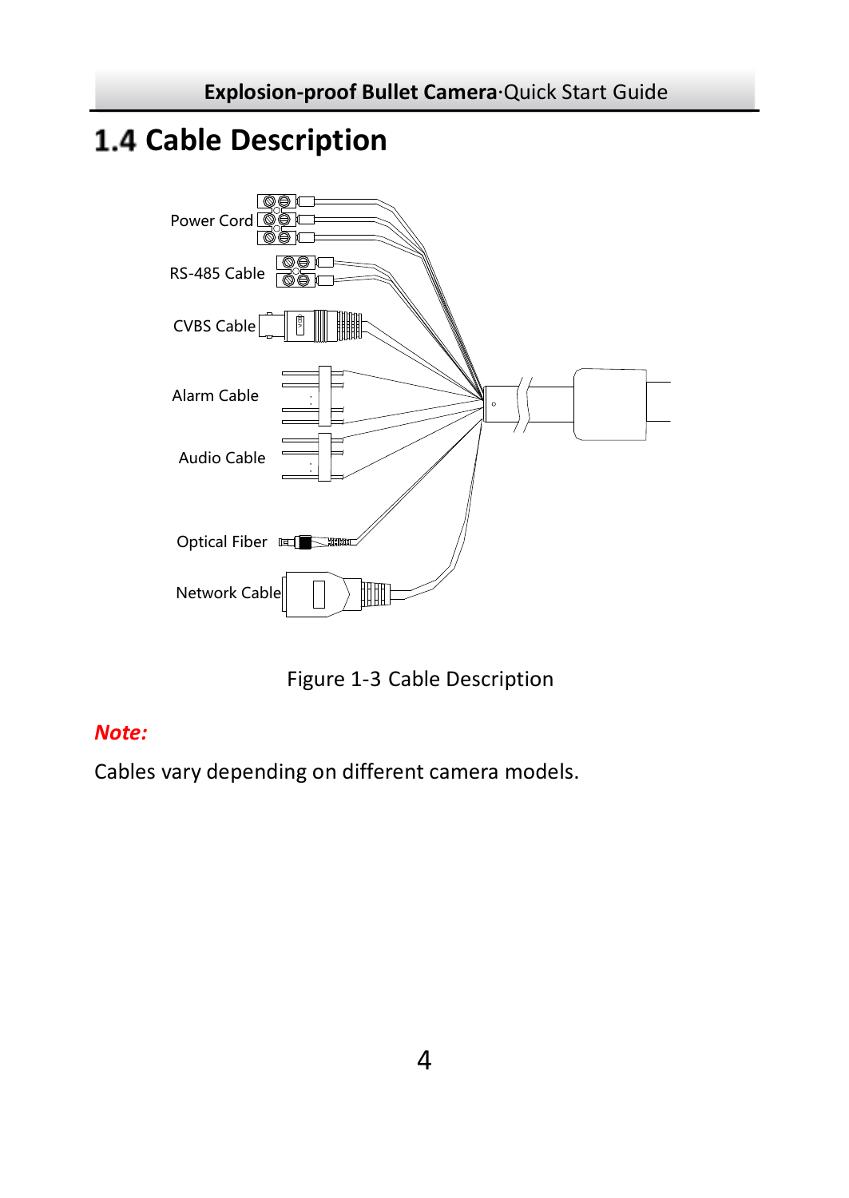## 1.4 Cable Description

Power Cord

RS-485 Cable

CVBS Cable

Alarm Cable

Audio Cable

Optical Fiber

Network Cable

Figure 1-3 Cable Description

***Note:***

Cables vary depending on different camera models.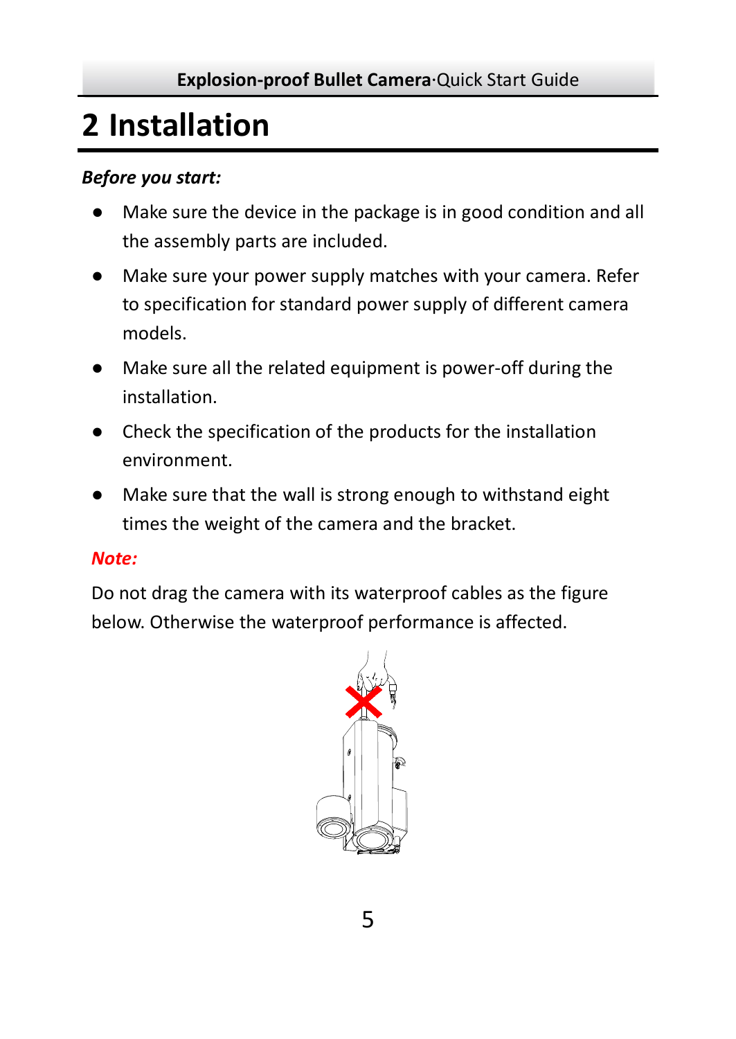# 2 Installation

***Before you start:***

- Make sure the device in the package is in good condition and all the assembly parts are included.
- Make sure your power supply matches with your camera. Refer to specification for standard power supply of different camera models.
- Make sure all the related equipment is power-off during the installation.
- Check the specification of the products for the installation environment.
- Make sure that the wall is strong enough to withstand eight times the weight of the camera and the bracket.

***Note:***

Do not drag the camera with its waterproof cables as the figure below. Otherwise the waterproof performance is affected.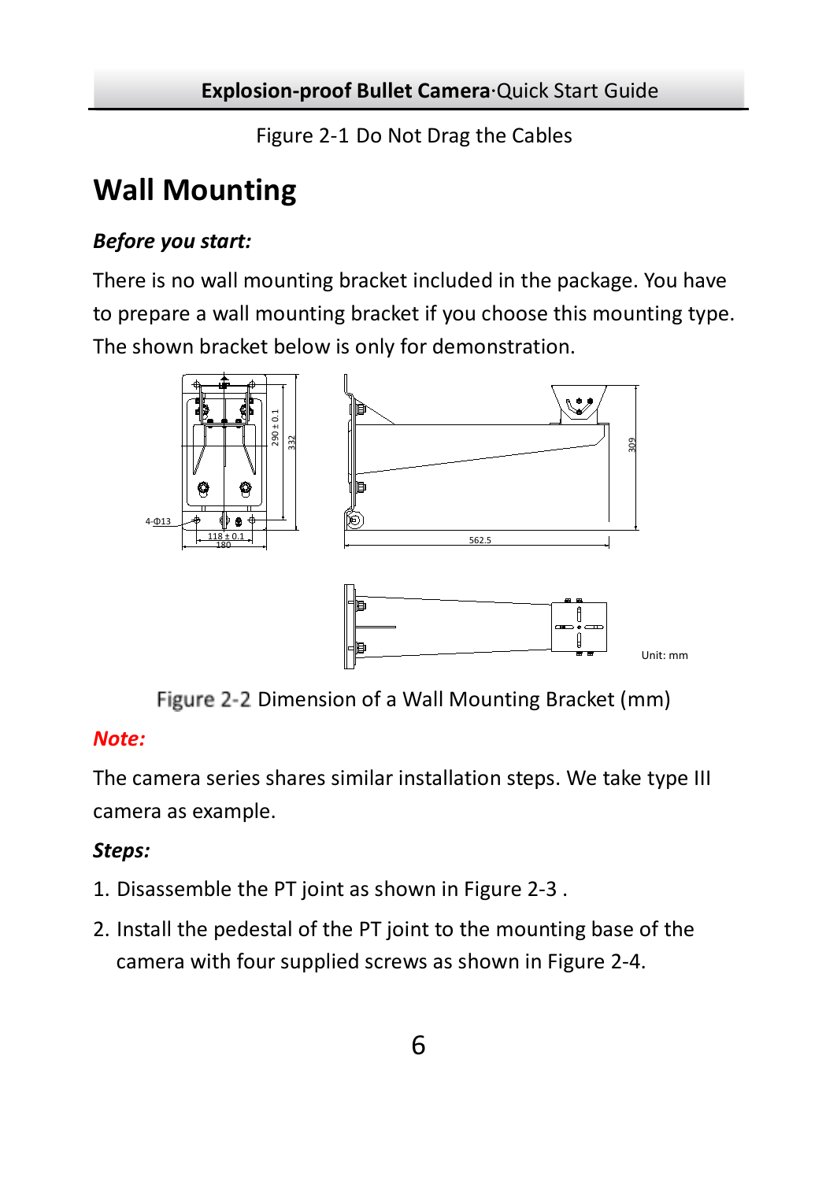Figure 2-1 Do Not Drag the Cables

## Wall Mounting

***Before you start:***

There is no wall mounting bracket included in the package. You have to prepare a wall mounting bracket if you choose this mounting type. The shown bracket below is only for demonstration.

Figure 2-2 Dimension of a Wall Mounting Bracket (mm)

***Note:***

The camera series shares similar installation steps. We take type III camera as example.

***Steps:***

1. Disassemble the PT joint as shown in Figure 2-3 .
2. Install the pedestal of the PT joint to the mounting base of the camera with four supplied screws as shown in Figure 2-4.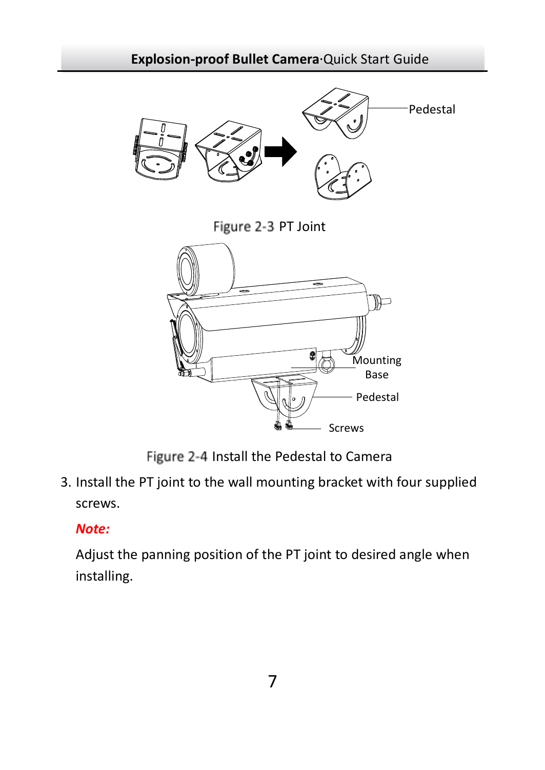Figure 2-3 PT Joint

Figure 2-4 Install the Pedestal to Camera

3. Install the PT joint to the wall mounting bracket with four supplied screws.

   ***Note:***

   Adjust the panning position of the PT joint to desired angle when installing.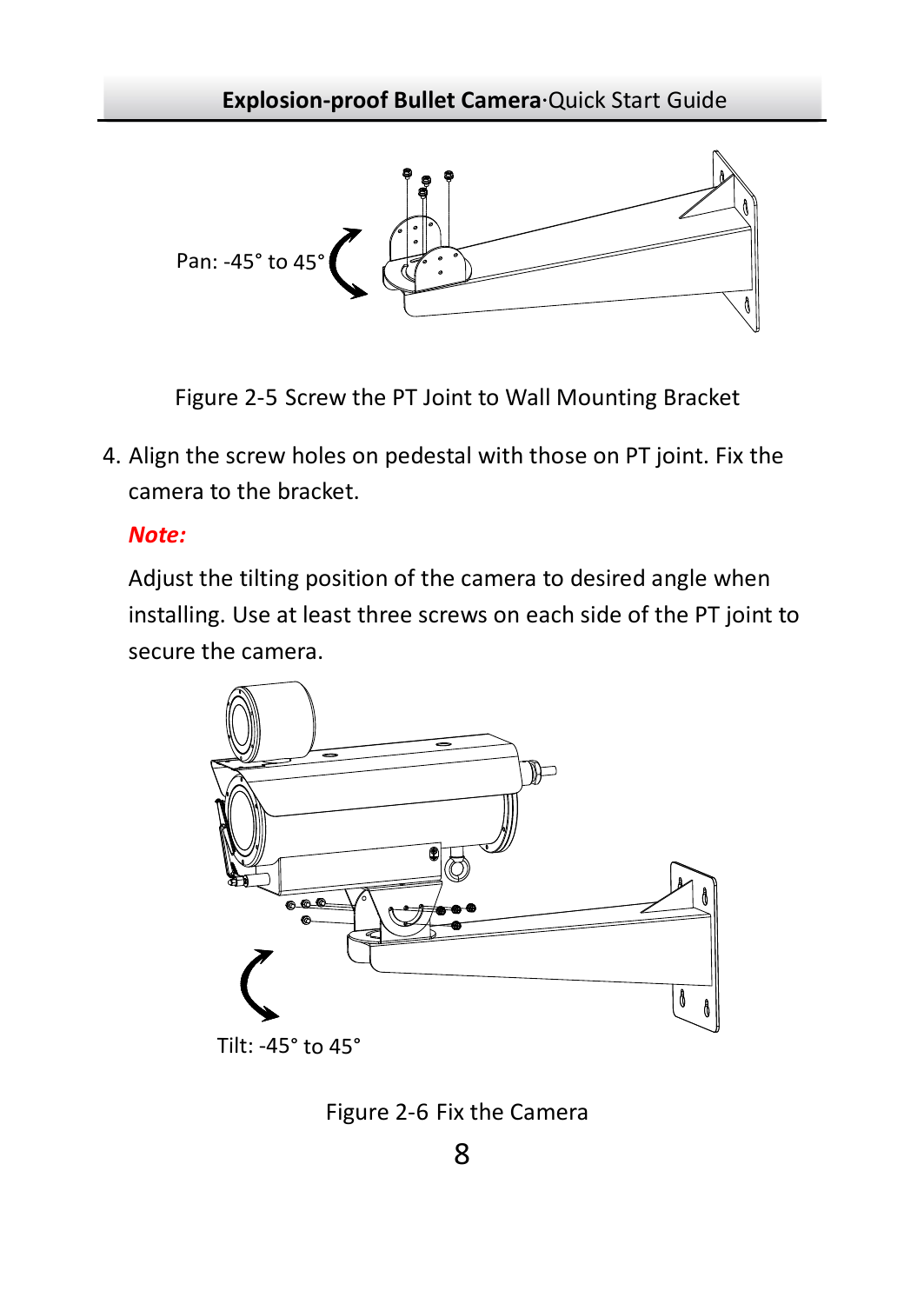Pan: -45° to 45°

Figure 2-5 Screw the PT Joint to Wall Mounting Bracket

4. Align the screw holes on pedestal with those on PT joint. Fix the camera to the bracket.

   ***Note:***

   Adjust the tilting position of the camera to desired angle when installing. Use at least three screws on each side of the PT joint to secure the camera.

Tilt: -45° to 45°

Figure 2-6 Fix the Camera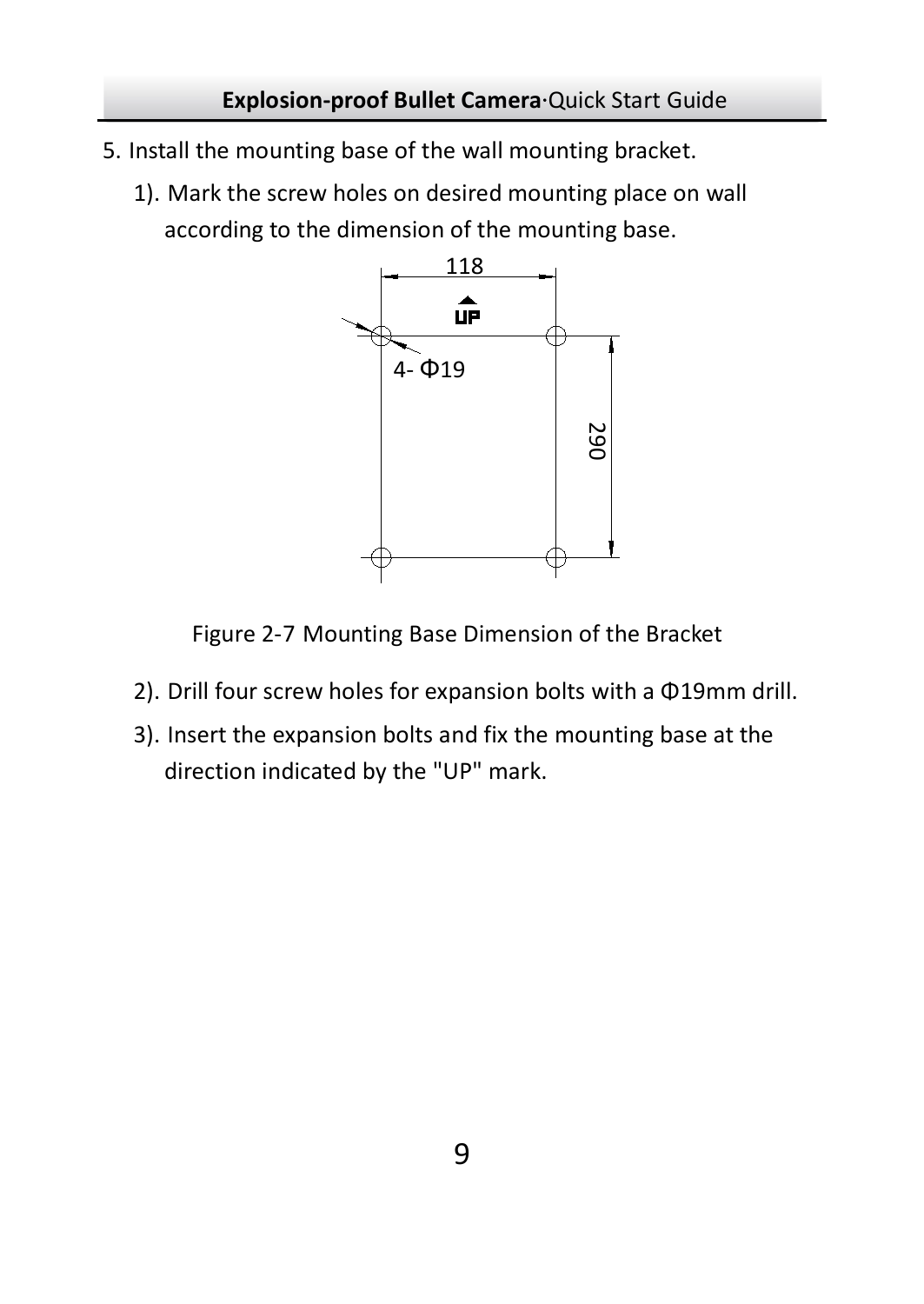5. Install the mounting base of the wall mounting bracket.

   1). Mark the screw holes on desired mounting place on wall according to the dimension of the mounting base.

Figure 2-7 Mounting Base Dimension of the Bracket

   2). Drill four screw holes for expansion bolts with a Φ19mm drill.

   3). Insert the expansion bolts and fix the mounting base at the direction indicated by the "UP" mark.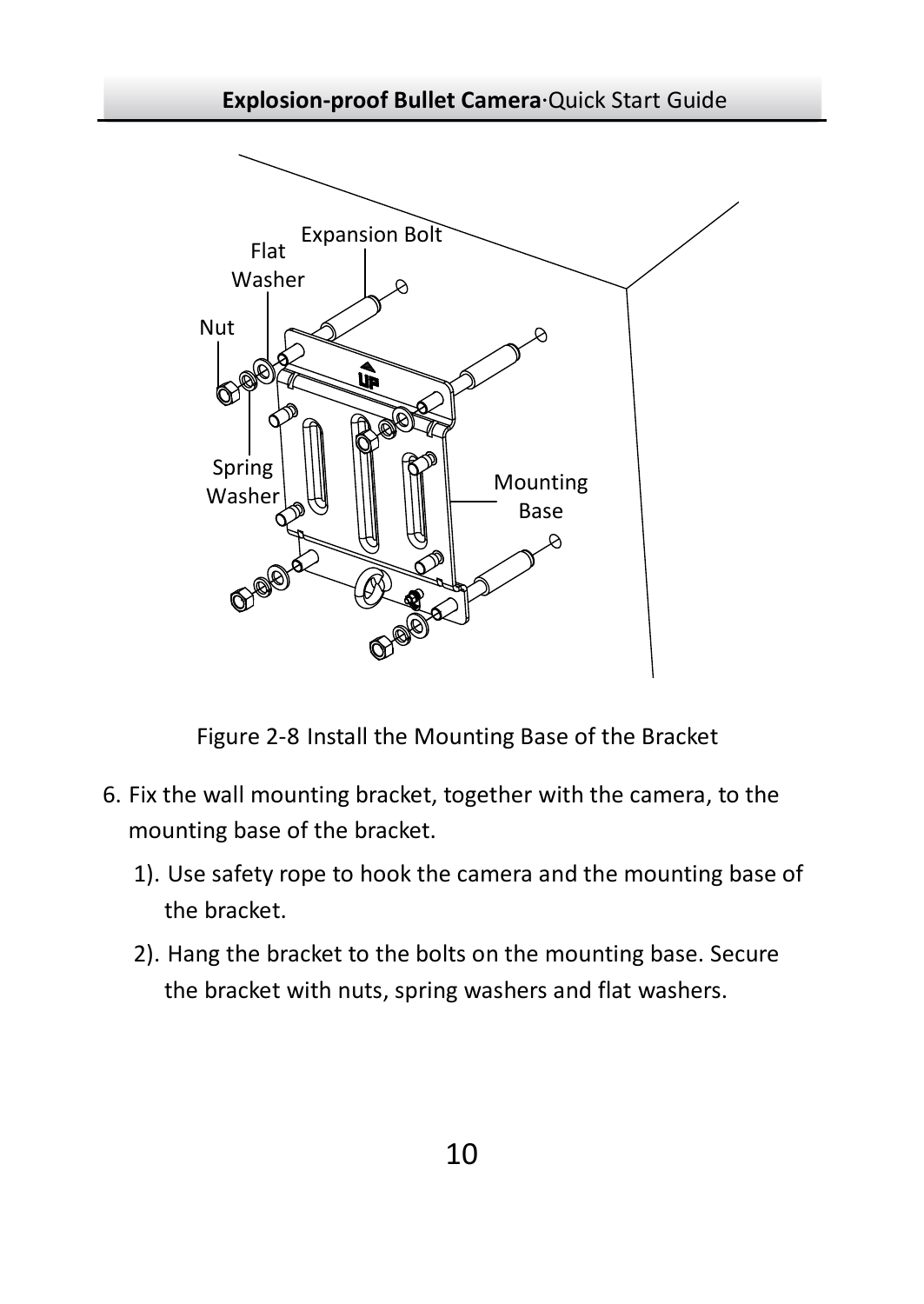Figure 2-8 Install the Mounting Base of the Bracket

6. Fix the wall mounting bracket, together with the camera, to the mounting base of the bracket.

   1). Use safety rope to hook the camera and the mounting base of the bracket.

   2). Hang the bracket to the bolts on the mounting base. Secure the bracket with nuts, spring washers and flat washers.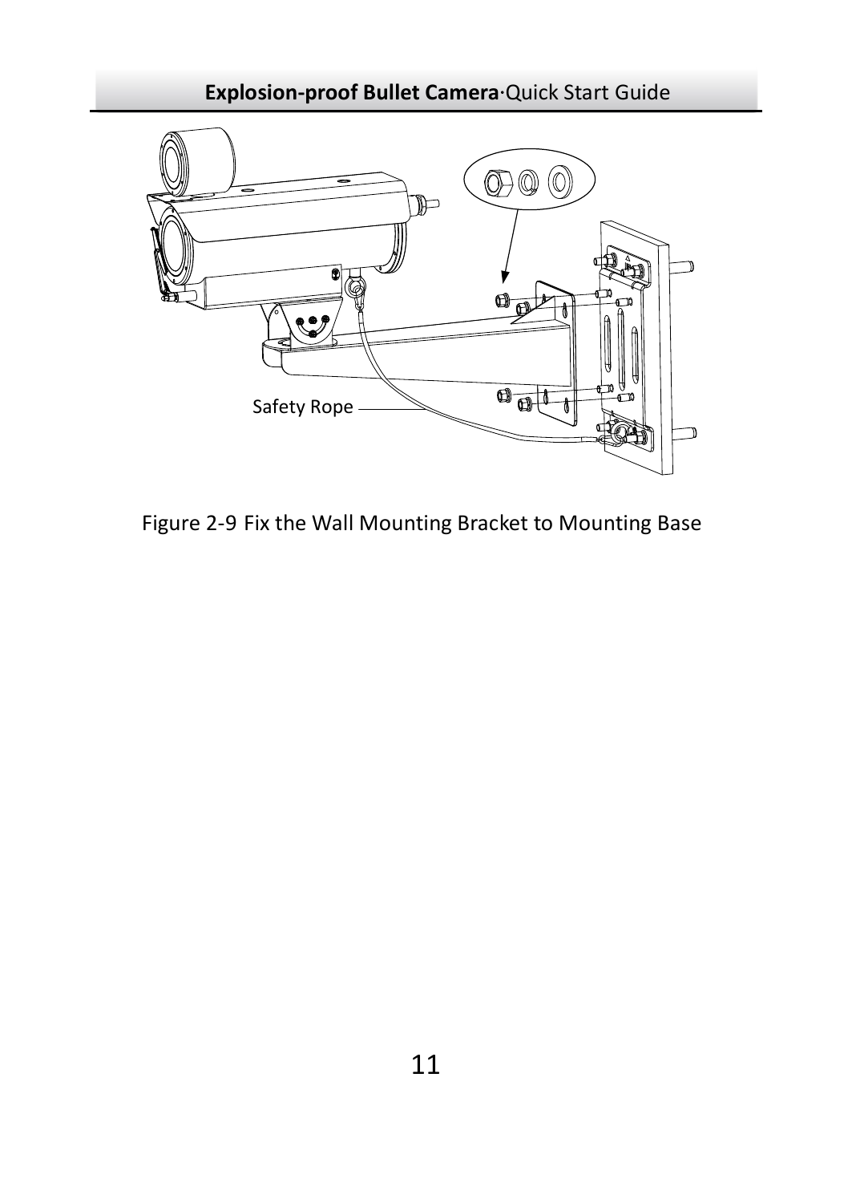Safety Rope

Figure 2-9 Fix the Wall Mounting Bracket to Mounting Base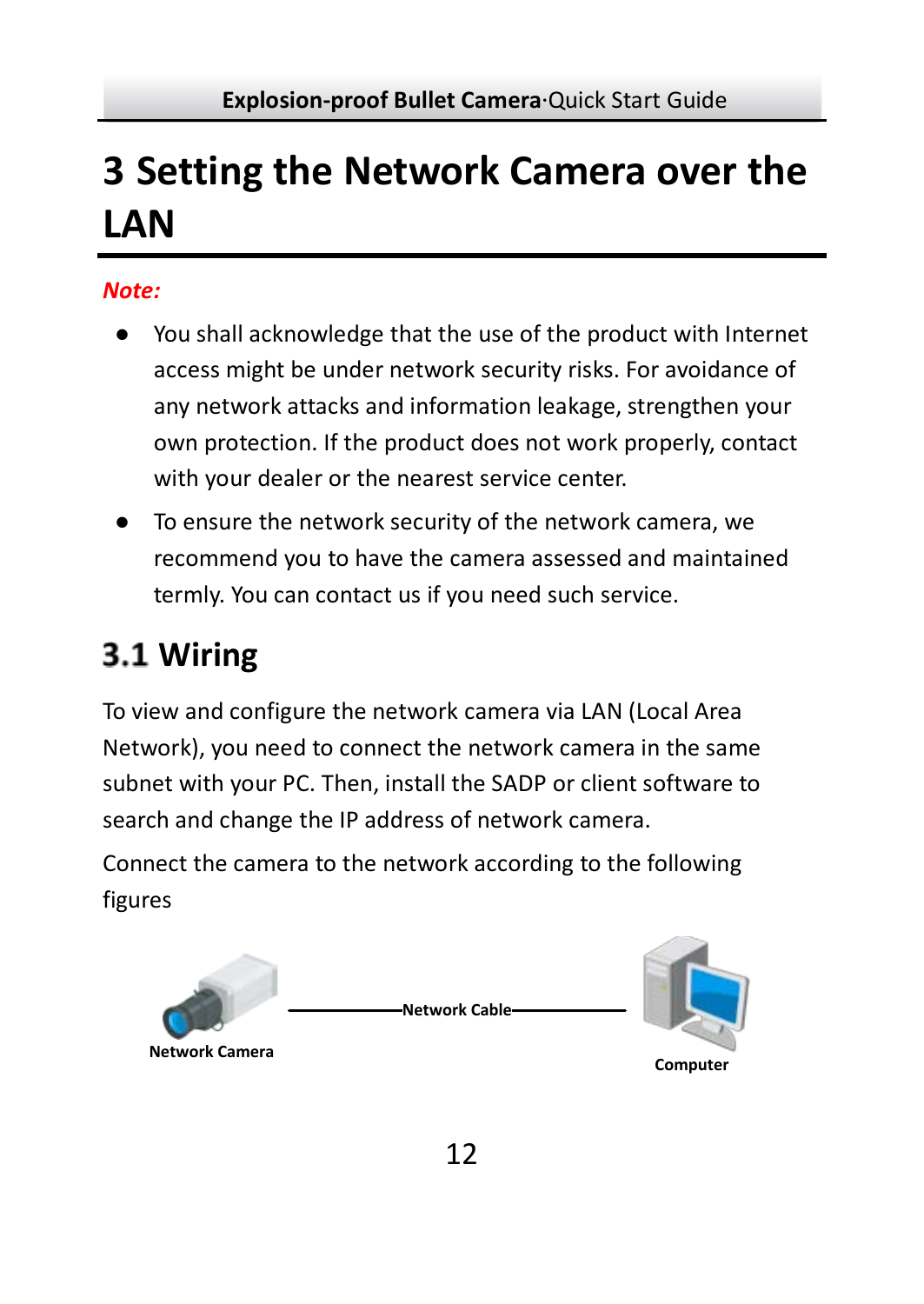# 3 Setting the Network Camera over the LAN

***Note:***

- You shall acknowledge that the use of the product with Internet access might be under network security risks. For avoidance of any network attacks and information leakage, strengthen your own protection. If the product does not work properly, contact with your dealer or the nearest service center.
- To ensure the network security of the network camera, we recommend you to have the camera assessed and maintained termly. You can contact us if you need such service.

## 3.1 Wiring

To view and configure the network camera via LAN (Local Area Network), you need to connect the network camera in the same subnet with your PC. Then, install the SADP or client software to search and change the IP address of network camera.

Connect the camera to the network according to the following figures

**Network Camera** —— **Network Cable** —— **Computer**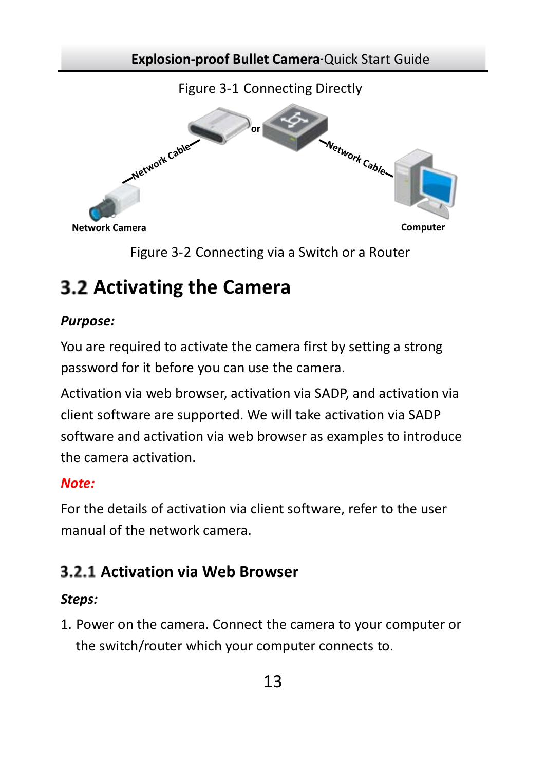Figure 3-1 Connecting Directly

Network Cable or Network Cable

Network Camera Computer

Figure 3-2 Connecting via a Switch or a Router

## 3.2 Activating the Camera

***Purpose:***

You are required to activate the camera first by setting a strong password for it before you can use the camera.

Activation via web browser, activation via SADP, and activation via client software are supported. We will take activation via SADP software and activation via web browser as examples to introduce the camera activation.

***Note:***

For the details of activation via client software, refer to the user manual of the network camera.

### 3.2.1 Activation via Web Browser

***Steps:***

1. Power on the camera. Connect the camera to your computer or the switch/router which your computer connects to.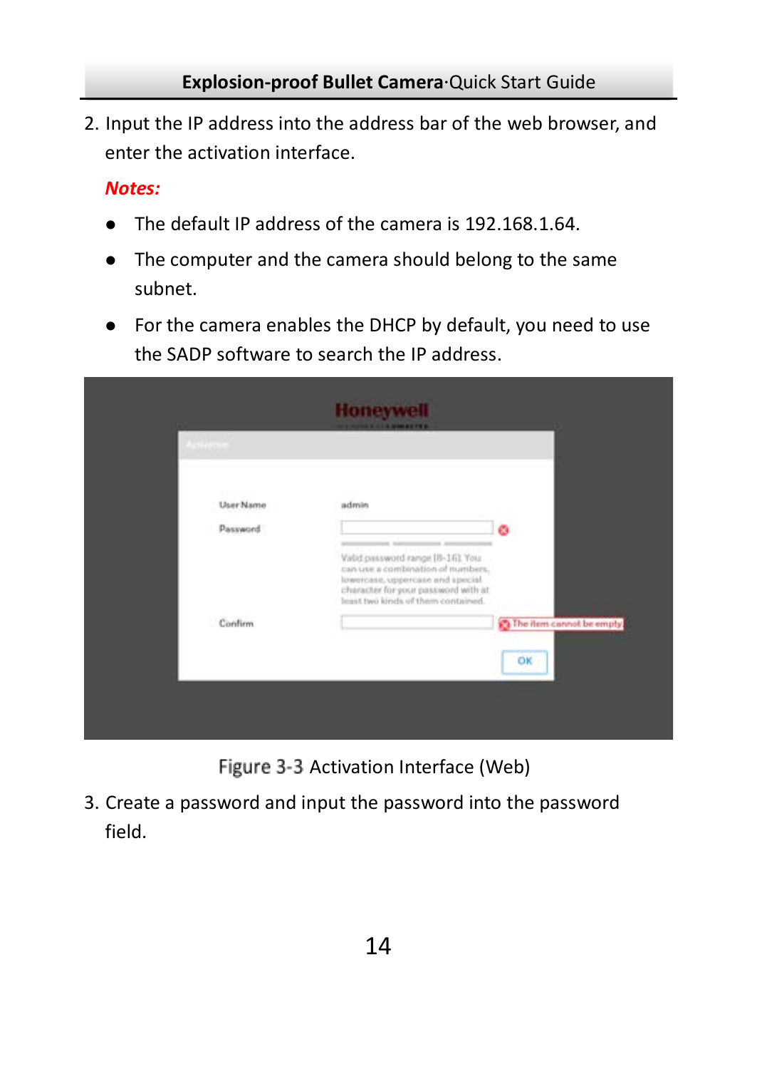2. Input the IP address into the address bar of the web browser, and enter the activation interface.

*Notes:*

- The default IP address of the camera is 192.168.1.64.
- The computer and the camera should belong to the same subnet.
- For the camera enables the DHCP by default, you need to use the SADP software to search the IP address.

Figure 3-3 Activation Interface (Web)

3. Create a password and input the password into the password field.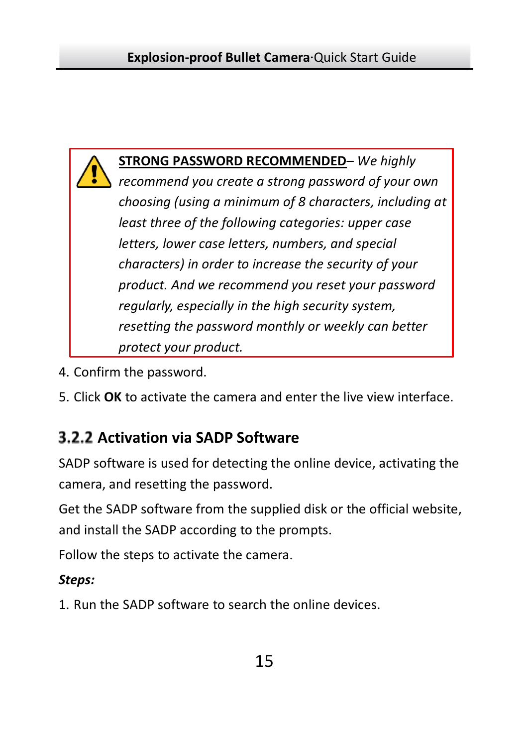**STRONG PASSWORD RECOMMENDED**– *We highly recommend you create a strong password of your own choosing (using a minimum of 8 characters, including at least three of the following categories: upper case letters, lower case letters, numbers, and special characters) in order to increase the security of your product. And we recommend you reset your password regularly, especially in the high security system, resetting the password monthly or weekly can better protect your product.*

4. Confirm the password.
5. Click **OK** to activate the camera and enter the live view interface.

### 3.2.2 Activation via SADP Software

SADP software is used for detecting the online device, activating the camera, and resetting the password.

Get the SADP software from the supplied disk or the official website, and install the SADP according to the prompts.

Follow the steps to activate the camera.

***Steps:***

1. Run the SADP software to search the online devices.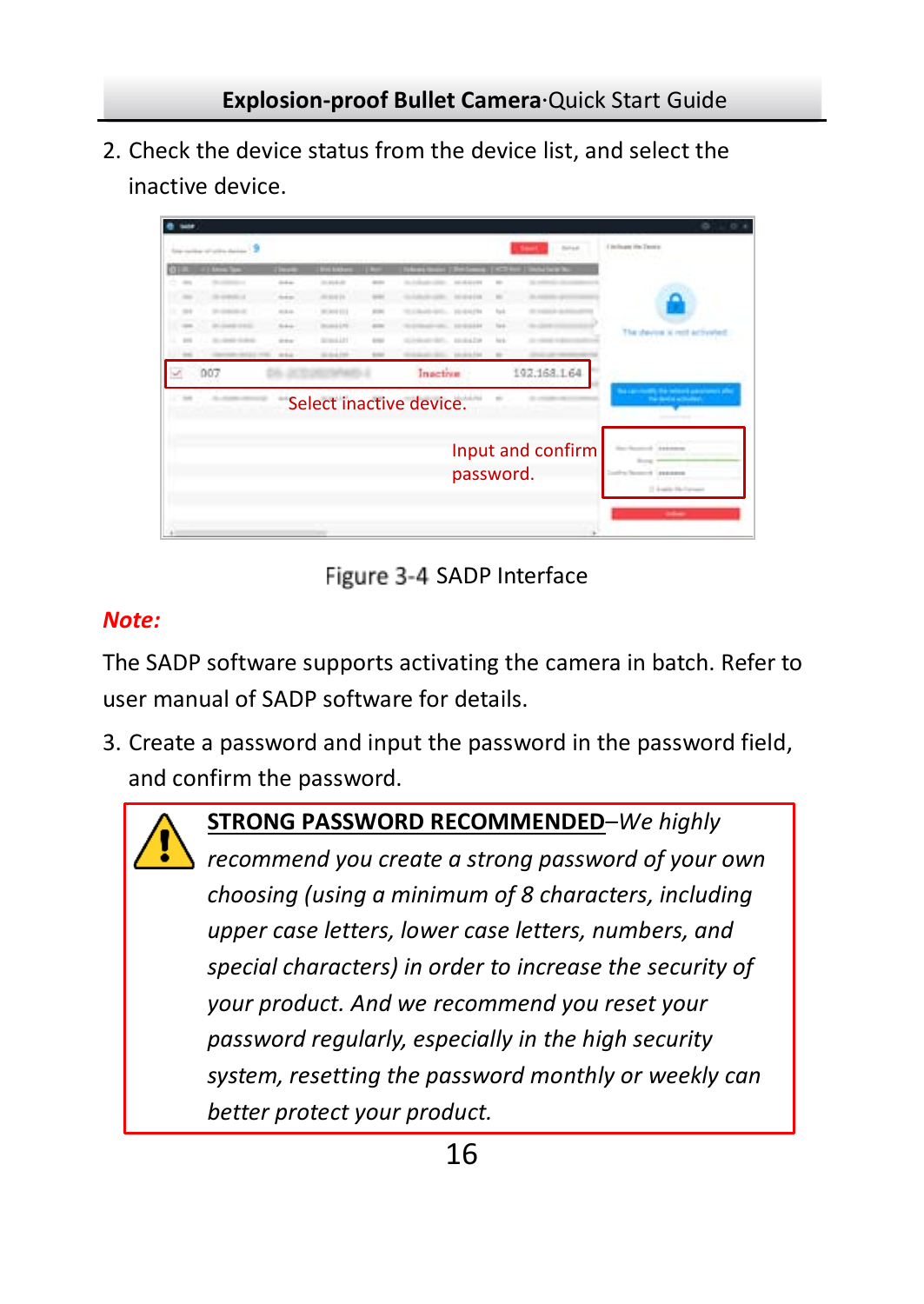2. Check the device status from the device list, and select the inactive device.

Figure 3-4 SADP Interface

***Note:***

The SADP software supports activating the camera in batch. Refer to user manual of SADP software for details.

3. Create a password and input the password in the password field, and confirm the password.

**STRONG PASSWORD RECOMMENDED**–*We highly recommend you create a strong password of your own choosing (using a minimum of 8 characters, including upper case letters, lower case letters, numbers, and special characters) in order to increase the security of your product. And we recommend you reset your password regularly, especially in the high security system, resetting the password monthly or weekly can better protect your product.*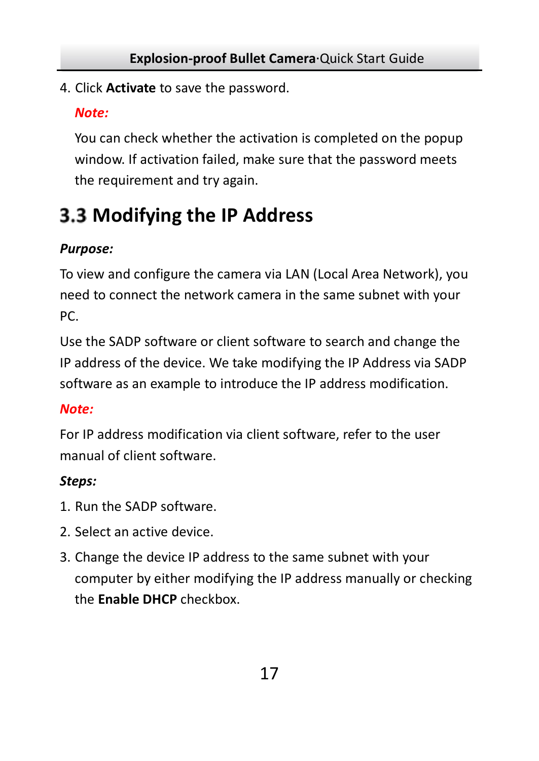4. Click **Activate** to save the password.

   ***Note:***

   You can check whether the activation is completed on the popup window. If activation failed, make sure that the password meets the requirement and try again.

## 3.3 Modifying the IP Address

***Purpose:***

To view and configure the camera via LAN (Local Area Network), you need to connect the network camera in the same subnet with your PC.

Use the SADP software or client software to search and change the IP address of the device. We take modifying the IP Address via SADP software as an example to introduce the IP address modification.

***Note:***

For IP address modification via client software, refer to the user manual of client software.

***Steps:***

1. Run the SADP software.
2. Select an active device.
3. Change the device IP address to the same subnet with your computer by either modifying the IP address manually or checking the **Enable DHCP** checkbox.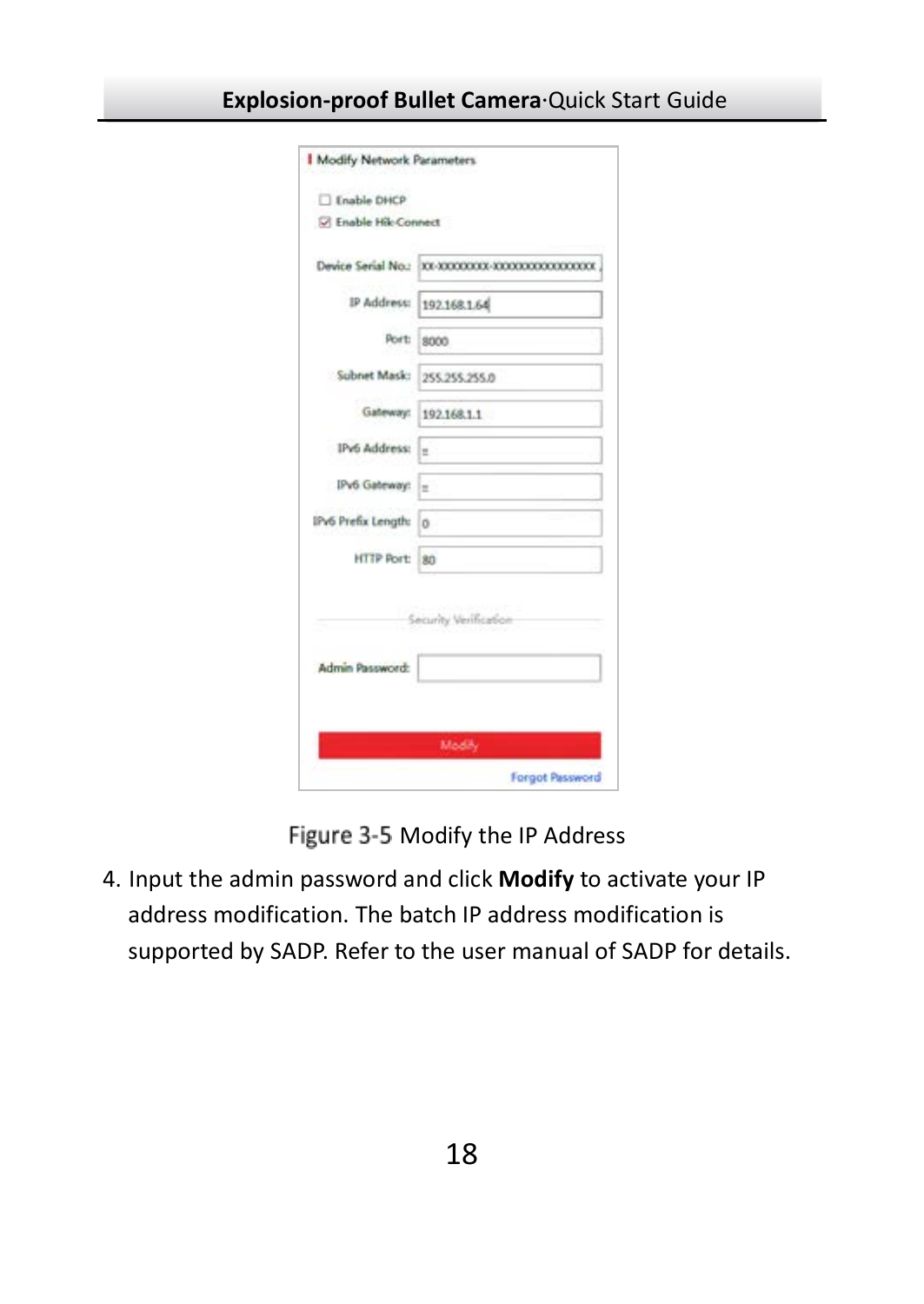Figure 3-5 Modify the IP Address

4. Input the admin password and click **Modify** to activate your IP address modification. The batch IP address modification is supported by SADP. Refer to the user manual of SADP for details.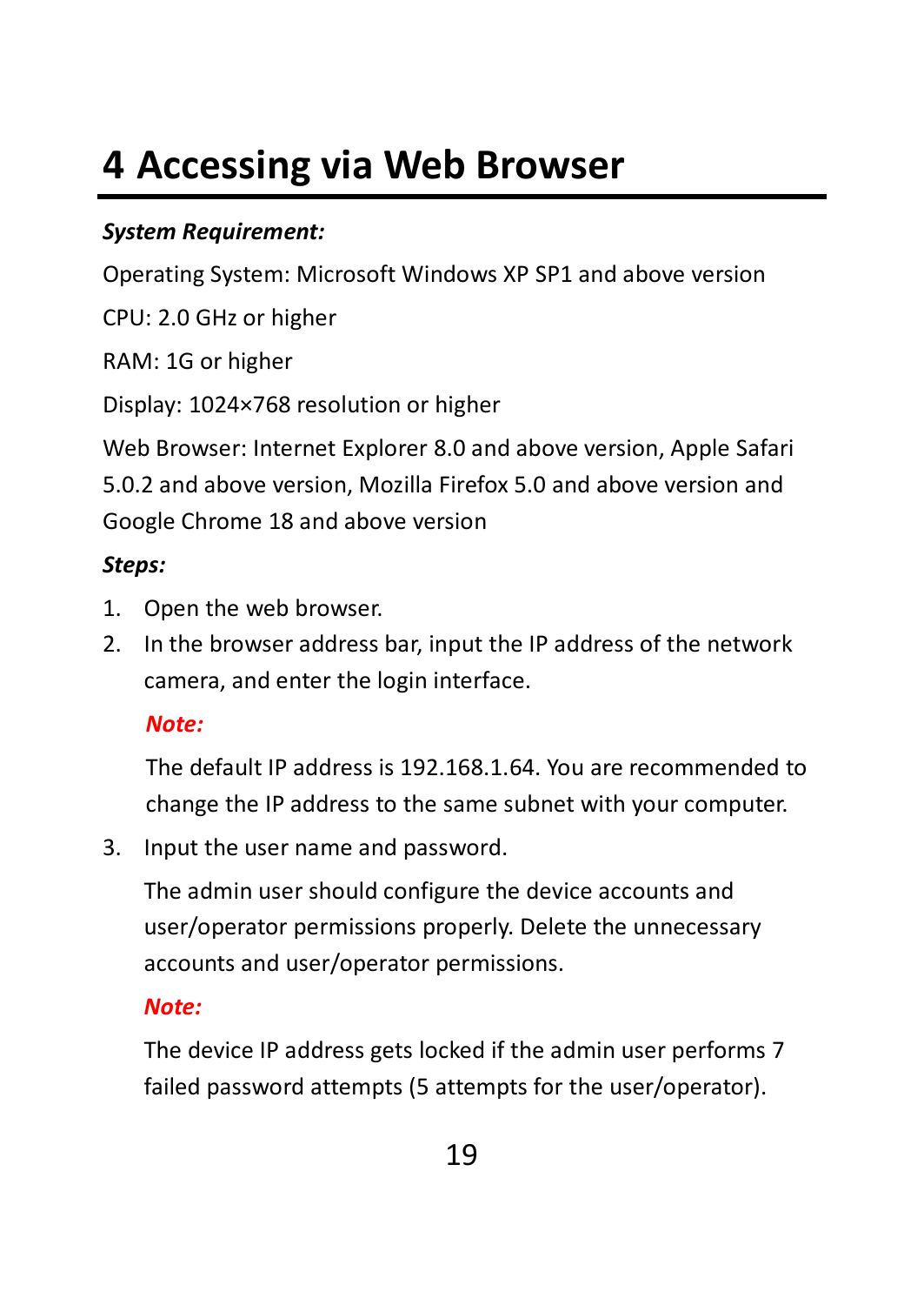# 4 Accessing via Web Browser

***System Requirement:***

Operating System: Microsoft Windows XP SP1 and above version

CPU: 2.0 GHz or higher

RAM: 1G or higher

Display: 1024×768 resolution or higher

Web Browser: Internet Explorer 8.0 and above version, Apple Safari 5.0.2 and above version, Mozilla Firefox 5.0 and above version and Google Chrome 18 and above version

***Steps:***

1. Open the web browser.
2. In the browser address bar, input the IP address of the network camera, and enter the login interface.

   ***Note:***

   The default IP address is 192.168.1.64. You are recommended to change the IP address to the same subnet with your computer.

3. Input the user name and password.

   The admin user should configure the device accounts and user/operator permissions properly. Delete the unnecessary accounts and user/operator permissions.

   ***Note:***

   The device IP address gets locked if the admin user performs 7 failed password attempts (5 attempts for the user/operator).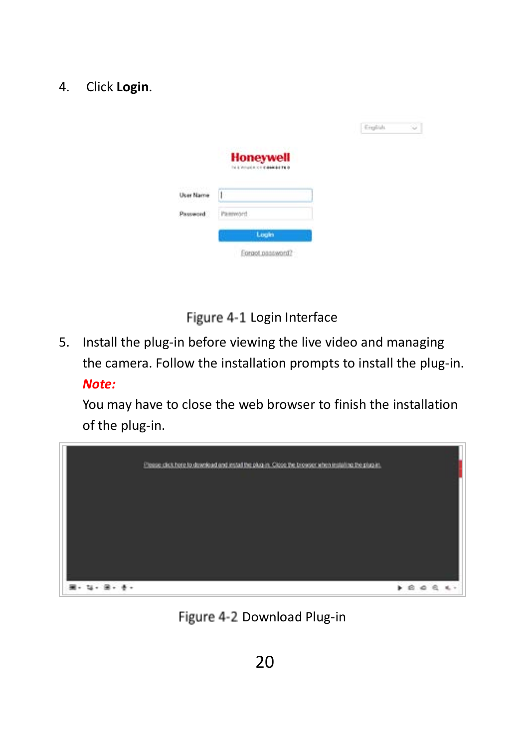4. Click **Login**.

Figure 4-1 Login Interface

5. Install the plug-in before viewing the live video and managing the camera. Follow the installation prompts to install the plug-in.

   ***Note:***

   You may have to close the web browser to finish the installation of the plug-in.

Figure 4-2 Download Plug-in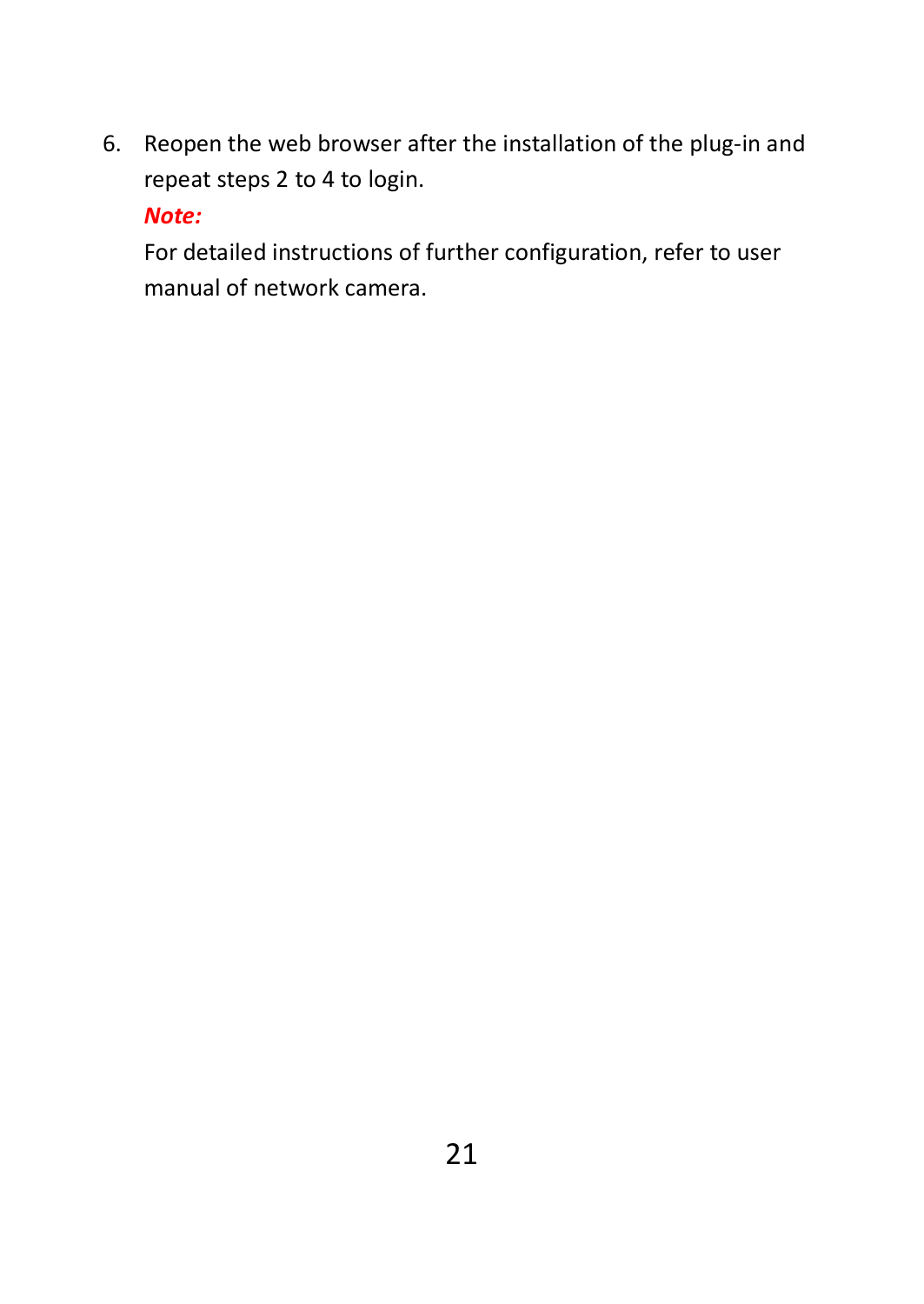6. Reopen the web browser after the installation of the plug-in and repeat steps 2 to 4 to login.

   ***Note:***

   For detailed instructions of further configuration, refer to user manual of network camera.